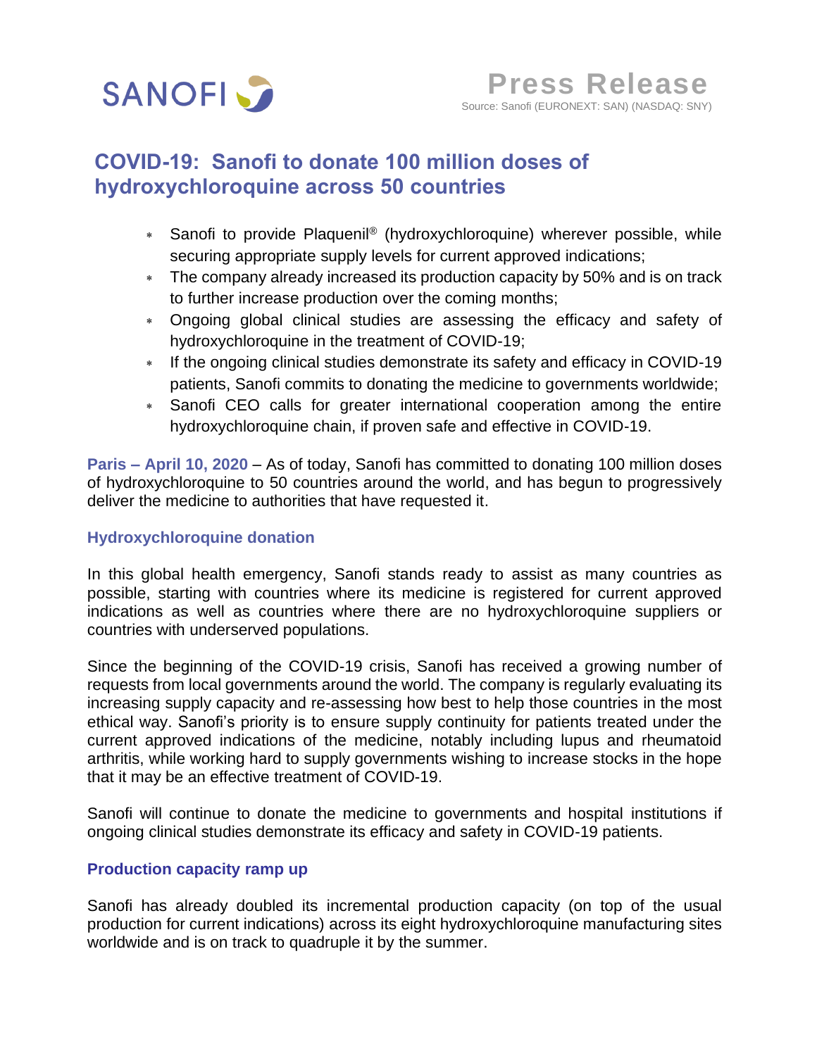SANOFI

# Press Release

Source: Sanofi (EURONEXT: SAN) (NASDAQ: SNY)

## COVID-19: Sanofi to donate 100 million doses of hydroxychloroquine across 50 countries

- Sanofi to provide Plaquenil® (hydroxychloroquine) wherever possible, while securing appropriate supply levels for current approved indications;
- The company already increased its production capacity by 50% and is on track to further increase production over the coming months;
- Ongoing global clinical studies are assessing the efficacy and safety of hydroxychloroquine in the treatment of COVID-19;
- If the ongoing clinical studies demonstrate its safety and efficacy in COVID-19 patients, Sanofi commits to donating the medicine to governments worldwide;
- Sanofi CEO calls for greater international cooperation among the entire hydroxychloroquine chain, if proven safe and effective in COVID-19.

**Paris – April 10, 2020** – As of today, Sanofi has committed to donating 100 million doses of hydroxychloroquine to 50 countries around the world, and has begun to progressively deliver the medicine to authorities that have requested it.

### Hydroxychloroquine donation

In this global health emergency, Sanofi stands ready to assist as many countries as possible, starting with countries where its medicine is registered for current approved indications as well as countries where there are no hydroxychloroquine suppliers or countries with underserved populations.

Since the beginning of the COVID-19 crisis, Sanofi has received a growing number of requests from local governments around the world. The company is regularly evaluating its increasing supply capacity and re-assessing how best to help those countries in the most ethical way. Sanofi's priority is to ensure supply continuity for patients treated under the current approved indications of the medicine, notably including lupus and rheumatoid arthritis, while working hard to supply governments wishing to increase stocks in the hope that it may be an effective treatment of COVID-19.

Sanofi will continue to donate the medicine to governments and hospital institutions if ongoing clinical studies demonstrate its efficacy and safety in COVID-19 patients.

### Production capacity ramp up

Sanofi has already doubled its incremental production capacity (on top of the usual production for current indications) across its eight hydroxychloroquine manufacturing sites worldwide and is on track to quadruple it by the summer.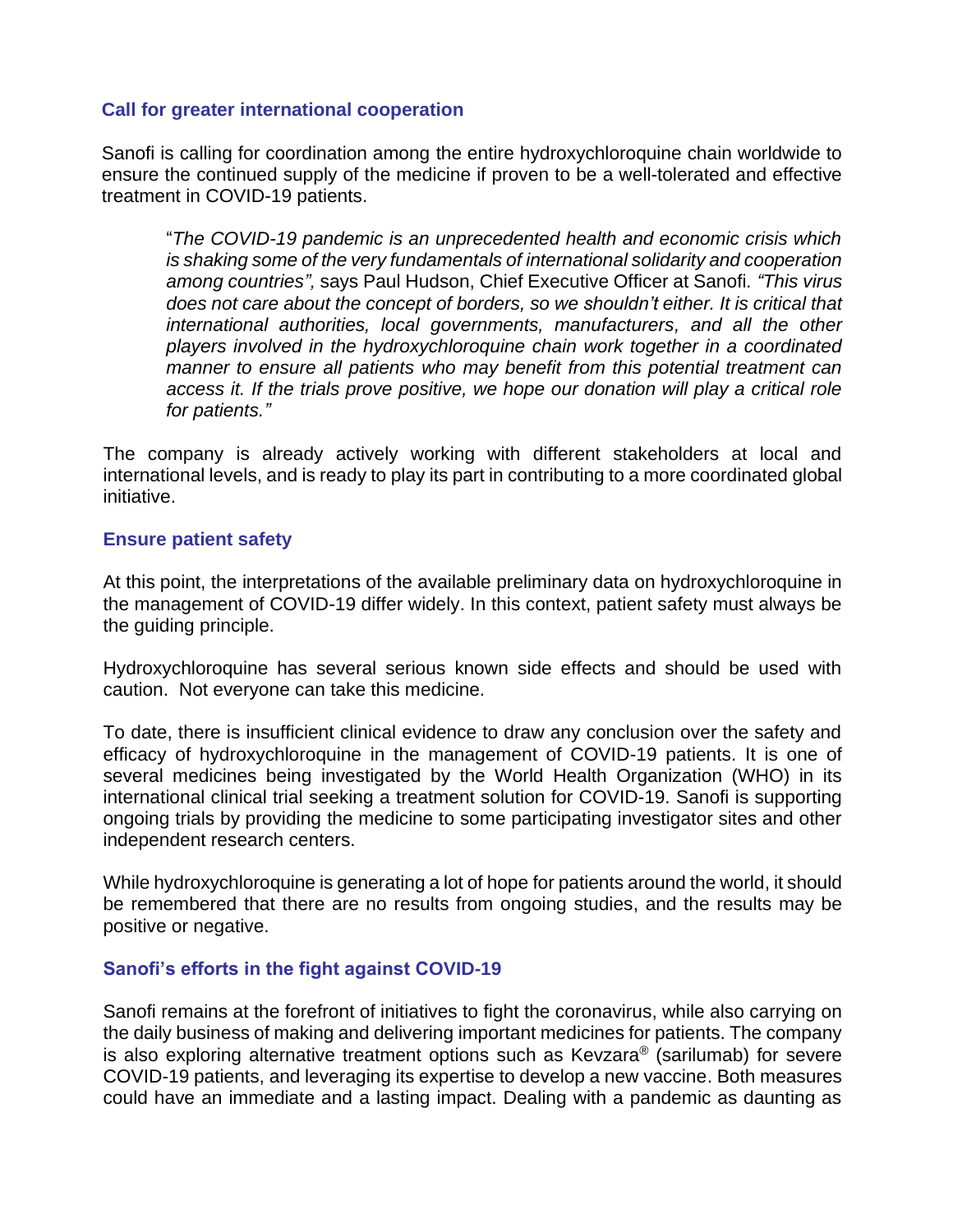## Call for greater international cooperation

Sanofi is calling for coordination among the entire hydroxychloroquine chain worldwide to ensure the continued supply of the medicine if proven to be a well-tolerated and effective treatment in COVID-19 patients.

> "*The COVID-19 pandemic is an unprecedented health and economic crisis which is shaking some of the very fundamentals of international solidarity and cooperation among countries",* says Paul Hudson, Chief Executive Officer at Sanofi*. "This virus does not care about the concept of borders, so we shouldn't either. It is critical that international authorities, local governments, manufacturers, and all the other players involved in the hydroxychloroquine chain work together in a coordinated manner to ensure all patients who may benefit from this potential treatment can access it. If the trials prove positive, we hope our donation will play a critical role for patients."*

The company is already actively working with different stakeholders at local and international levels, and is ready to play its part in contributing to a more coordinated global initiative.

## Ensure patient safety

At this point, the interpretations of the available preliminary data on hydroxychloroquine in the management of COVID-19 differ widely. In this context, patient safety must always be the guiding principle.

Hydroxychloroquine has several serious known side effects and should be used with caution. Not everyone can take this medicine.

To date, there is insufficient clinical evidence to draw any conclusion over the safety and efficacy of hydroxychloroquine in the management of COVID-19 patients. It is one of several medicines being investigated by the World Health Organization (WHO) in its international clinical trial seeking a treatment solution for COVID-19. Sanofi is supporting ongoing trials by providing the medicine to some participating investigator sites and other independent research centers.

While hydroxychloroquine is generating a lot of hope for patients around the world, it should be remembered that there are no results from ongoing studies, and the results may be positive or negative.

## Sanofi's efforts in the fight against COVID-19

Sanofi remains at the forefront of initiatives to fight the coronavirus, while also carrying on the daily business of making and delivering important medicines for patients. The company is also exploring alternative treatment options such as Kevzara® (sarilumab) for severe COVID-19 patients, and leveraging its expertise to develop a new vaccine. Both measures could have an immediate and a lasting impact. Dealing with a pandemic as daunting as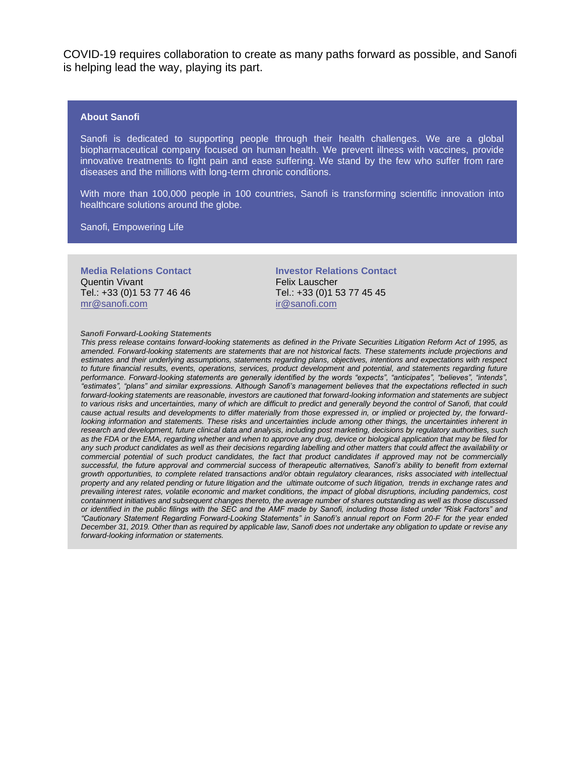COVID-19 requires collaboration to create as many paths forward as possible, and Sanofi is helping lead the way, playing its part.

**About Sanofi**

Sanofi is dedicated to supporting people through their health challenges. We are a global biopharmaceutical company focused on human health. We prevent illness with vaccines, provide innovative treatments to fight pain and ease suffering. We stand by the few who suffer from rare diseases and the millions with long-term chronic conditions.

With more than 100,000 people in 100 countries, Sanofi is transforming scientific innovation into healthcare solutions around the globe.

Sanofi, Empowering Life

**Media Relations Contact**
Quentin Vivant
Tel.: +33 (0)1 53 77 46 46
mr@sanofi.com

**Investor Relations Contact**
Felix Lauscher
Tel.: +33 (0)1 53 77 45 45
ir@sanofi.com

***Sanofi Forward-Looking Statements***

*This press release contains forward-looking statements as defined in the Private Securities Litigation Reform Act of 1995, as amended. Forward-looking statements are statements that are not historical facts. These statements include projections and estimates and their underlying assumptions, statements regarding plans, objectives, intentions and expectations with respect to future financial results, events, operations, services, product development and potential, and statements regarding future performance. Forward-looking statements are generally identified by the words "expects", "anticipates", "believes", "intends", "estimates", "plans" and similar expressions. Although Sanofi's management believes that the expectations reflected in such forward-looking statements are reasonable, investors are cautioned that forward-looking information and statements are subject to various risks and uncertainties, many of which are difficult to predict and generally beyond the control of Sanofi, that could cause actual results and developments to differ materially from those expressed in, or implied or projected by, the forward-looking information and statements. These risks and uncertainties include among other things, the uncertainties inherent in research and development, future clinical data and analysis, including post marketing, decisions by regulatory authorities, such as the FDA or the EMA, regarding whether and when to approve any drug, device or biological application that may be filed for any such product candidates as well as their decisions regarding labelling and other matters that could affect the availability or commercial potential of such product candidates, the fact that product candidates if approved may not be commercially successful, the future approval and commercial success of therapeutic alternatives, Sanofi's ability to benefit from external growth opportunities, to complete related transactions and/or obtain regulatory clearances, risks associated with intellectual property and any related pending or future litigation and the ultimate outcome of such litigation, trends in exchange rates and prevailing interest rates, volatile economic and market conditions, the impact of global disruptions, including pandemics, cost containment initiatives and subsequent changes thereto, the average number of shares outstanding as well as those discussed or identified in the public filings with the SEC and the AMF made by Sanofi, including those listed under "Risk Factors" and "Cautionary Statement Regarding Forward-Looking Statements" in Sanofi's annual report on Form 20-F for the year ended December 31, 2019. Other than as required by applicable law, Sanofi does not undertake any obligation to update or revise any forward-looking information or statements.*